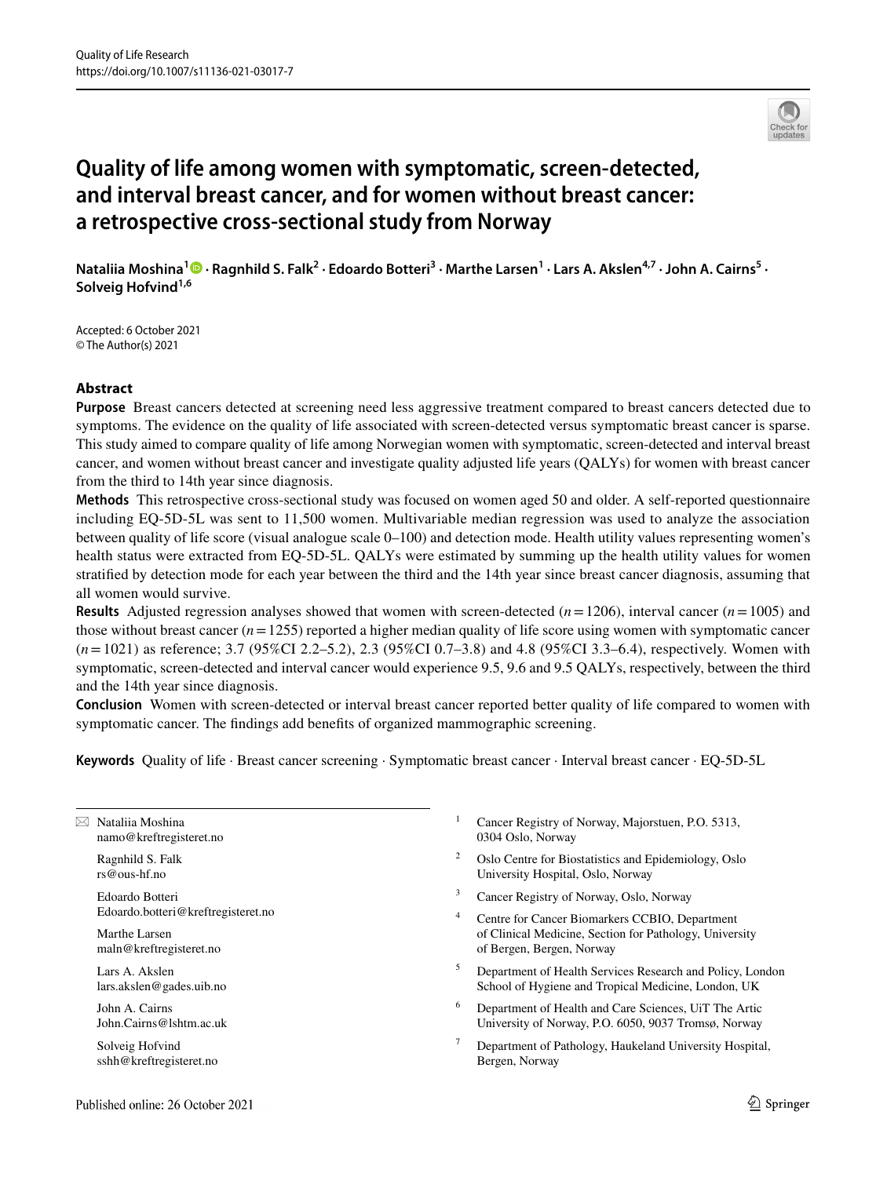# Quality of life among women with symptomatic, screen-detected, and interval breast cancer, and for women without breast cancer: a retrospective cross-sectional study from Norway

**Nataliia Moshina[1] · Ragnhild S. Falk[2] · Edoardo Botteri[3] · Marthe Larsen[1] · Lars A. Akslen[4,7] · John A. Cairns[5] · Solveig Hofvind[1,6]**

Accepted: 6 October 2021
© The Author(s) 2021

## Abstract

**Purpose** Breast cancers detected at screening need less aggressive treatment compared to breast cancers detected due to symptoms. The evidence on the quality of life associated with screen-detected versus symptomatic breast cancer is sparse. This study aimed to compare quality of life among Norwegian women with symptomatic, screen-detected and interval breast cancer, and women without breast cancer and investigate quality adjusted life years (QALYs) for women with breast cancer from the third to 14th year since diagnosis.

**Methods** This retrospective cross-sectional study was focused on women aged 50 and older. A self-reported questionnaire including EQ-5D-5L was sent to 11,500 women. Multivariable median regression was used to analyze the association between quality of life score (visual analogue scale 0–100) and detection mode. Health utility values representing women's health status were extracted from EQ-5D-5L. QALYs were estimated by summing up the health utility values for women stratified by detection mode for each year between the third and the 14th year since breast cancer diagnosis, assuming that all women would survive.

**Results** Adjusted regression analyses showed that women with screen-detected ($n = 1206$), interval cancer ($n = 1005$) and those without breast cancer ($n = 1255$) reported a higher median quality of life score using women with symptomatic cancer ($n = 1021$) as reference; 3.7 (95%CI 2.2–5.2), 2.3 (95%CI 0.7–3.8) and 4.8 (95%CI 3.3–6.4), respectively. Women with symptomatic, screen-detected and interval cancer would experience 9.5, 9.6 and 9.5 QALYs, respectively, between the third and the 14th year since diagnosis.

**Conclusion** Women with screen-detected or interval breast cancer reported better quality of life compared to women with symptomatic cancer. The findings add benefits of organized mammographic screening.

**Keywords** Quality of life · Breast cancer screening · Symptomatic breast cancer · Interval breast cancer · EQ-5D-5L

---

✉ Nataliia Moshina
namo@kreftregisteret.no

Ragnhild S. Falk
rs@ous-hf.no

Edoardo Botteri
Edoardo.botteri@kreftregisteret.no

Marthe Larsen
maln@kreftregisteret.no

Lars A. Akslen
lars.akslen@gades.uib.no

John A. Cairns
John.Cairns@lshtm.ac.uk

Solveig Hofvind
sshh@kreftregisteret.no

[1] Cancer Registry of Norway, Majorstuen, P.O. 5313, 0304 Oslo, Norway

[2] Oslo Centre for Biostatistics and Epidemiology, Oslo University Hospital, Oslo, Norway

[3] Cancer Registry of Norway, Oslo, Norway

[4] Centre for Cancer Biomarkers CCBIO, Department of Clinical Medicine, Section for Pathology, University of Bergen, Bergen, Norway

[5] Department of Health Services Research and Policy, London School of Hygiene and Tropical Medicine, London, UK

[6] Department of Health and Care Sciences, UiT The Artic University of Norway, P.O. 6050, 9037 Tromsø, Norway

[7] Department of Pathology, Haukeland University Hospital, Bergen, Norway

Published online: 26 October 2021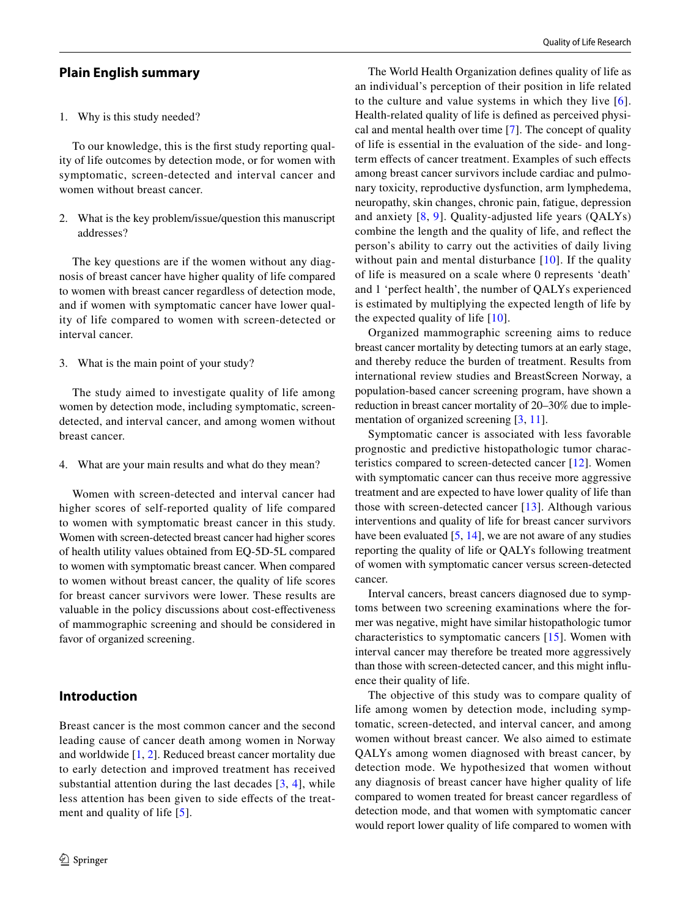## Plain English summary

1. Why is this study needed?

To our knowledge, this is the first study reporting quality of life outcomes by detection mode, or for women with symptomatic, screen-detected and interval cancer and women without breast cancer.

2. What is the key problem/issue/question this manuscript addresses?

The key questions are if the women without any diagnosis of breast cancer have higher quality of life compared to women with breast cancer regardless of detection mode, and if women with symptomatic cancer have lower quality of life compared to women with screen-detected or interval cancer.

3. What is the main point of your study?

The study aimed to investigate quality of life among women by detection mode, including symptomatic, screen-detected, and interval cancer, and among women without breast cancer.

4. What are your main results and what do they mean?

Women with screen-detected and interval cancer had higher scores of self-reported quality of life compared to women with symptomatic breast cancer in this study. Women with screen-detected breast cancer had higher scores of health utility values obtained from EQ-5D-5L compared to women with symptomatic breast cancer. When compared to women without breast cancer, the quality of life scores for breast cancer survivors were lower. These results are valuable in the policy discussions about cost-effectiveness of mammographic screening and should be considered in favor of organized screening.

## Introduction

Breast cancer is the most common cancer and the second leading cause of cancer death among women in Norway and worldwide [1, 2]. Reduced breast cancer mortality due to early detection and improved treatment has received substantial attention during the last decades [3, 4], while less attention has been given to side effects of the treatment and quality of life [5].

The World Health Organization defines quality of life as an individual's perception of their position in life related to the culture and value systems in which they live [6]. Health-related quality of life is defined as perceived physical and mental health over time [7]. The concept of quality of life is essential in the evaluation of the side- and long-term effects of cancer treatment. Examples of such effects among breast cancer survivors include cardiac and pulmonary toxicity, reproductive dysfunction, arm lymphedema, neuropathy, skin changes, chronic pain, fatigue, depression and anxiety [8, 9]. Quality-adjusted life years (QALYs) combine the length and the quality of life, and reflect the person's ability to carry out the activities of daily living without pain and mental disturbance [10]. If the quality of life is measured on a scale where 0 represents 'death' and 1 'perfect health', the number of QALYs experienced is estimated by multiplying the expected length of life by the expected quality of life [10].

Organized mammographic screening aims to reduce breast cancer mortality by detecting tumors at an early stage, and thereby reduce the burden of treatment. Results from international review studies and BreastScreen Norway, a population-based cancer screening program, have shown a reduction in breast cancer mortality of 20–30% due to implementation of organized screening [3, 11].

Symptomatic cancer is associated with less favorable prognostic and predictive histopathologic tumor characteristics compared to screen-detected cancer [12]. Women with symptomatic cancer can thus receive more aggressive treatment and are expected to have lower quality of life than those with screen-detected cancer [13]. Although various interventions and quality of life for breast cancer survivors have been evaluated [5, 14], we are not aware of any studies reporting the quality of life or QALYs following treatment of women with symptomatic cancer versus screen-detected cancer.

Interval cancers, breast cancers diagnosed due to symptoms between two screening examinations where the former was negative, might have similar histopathologic tumor characteristics to symptomatic cancers [15]. Women with interval cancer may therefore be treated more aggressively than those with screen-detected cancer, and this might influence their quality of life.

The objective of this study was to compare quality of life among women by detection mode, including symptomatic, screen-detected, and interval cancer, and among women without breast cancer. We also aimed to estimate QALYs among women diagnosed with breast cancer, by detection mode. We hypothesized that women without any diagnosis of breast cancer have higher quality of life compared to women treated for breast cancer regardless of detection mode, and that women with symptomatic cancer would report lower quality of life compared to women with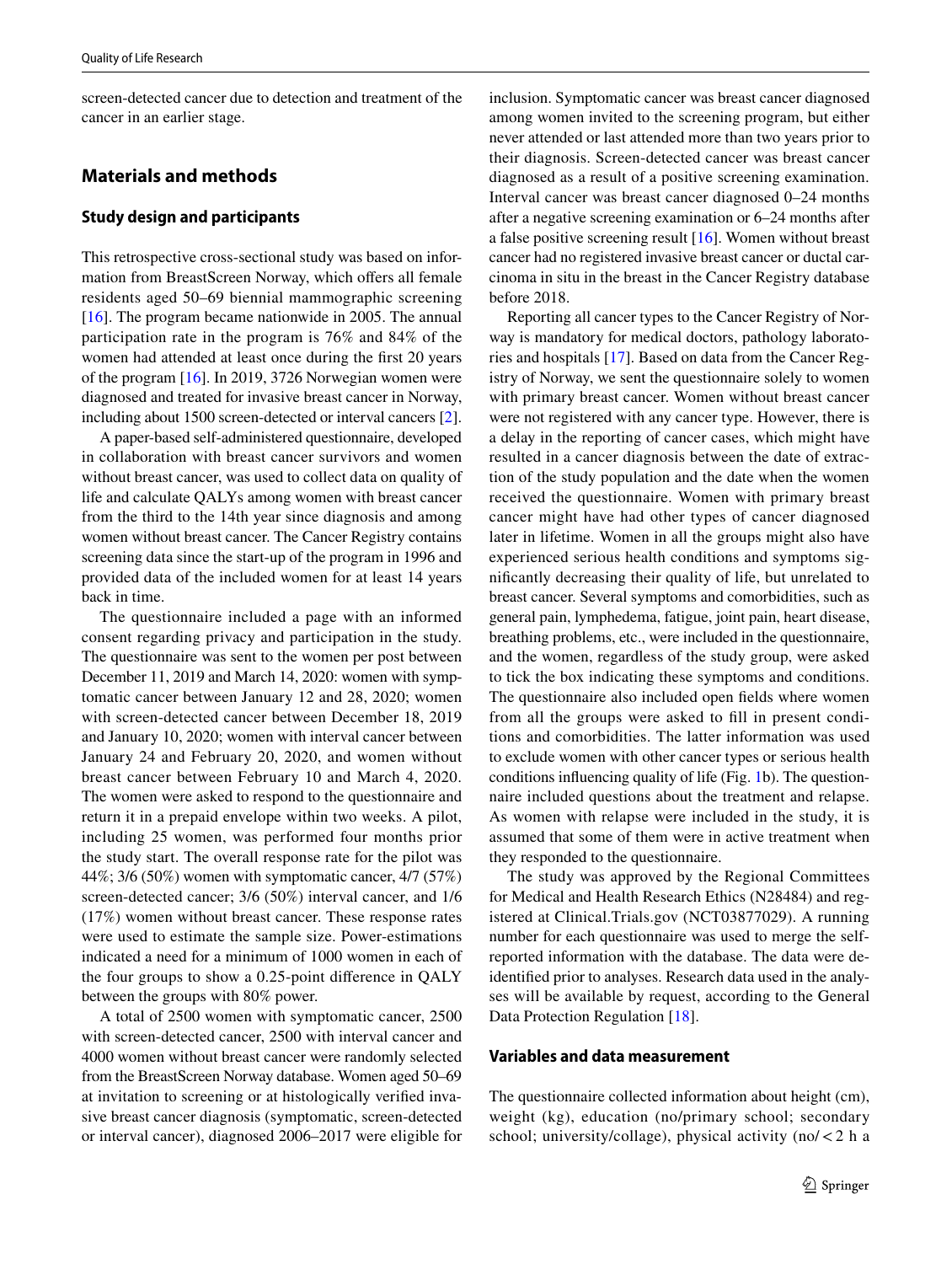screen-detected cancer due to detection and treatment of the cancer in an earlier stage.

## Materials and methods

### Study design and participants

This retrospective cross-sectional study was based on information from BreastScreen Norway, which offers all female residents aged 50–69 biennial mammographic screening [16]. The program became nationwide in 2005. The annual participation rate in the program is 76% and 84% of the women had attended at least once during the first 20 years of the program [16]. In 2019, 3726 Norwegian women were diagnosed and treated for invasive breast cancer in Norway, including about 1500 screen-detected or interval cancers [2].

A paper-based self-administered questionnaire, developed in collaboration with breast cancer survivors and women without breast cancer, was used to collect data on quality of life and calculate QALYs among women with breast cancer from the third to the 14th year since diagnosis and among women without breast cancer. The Cancer Registry contains screening data since the start-up of the program in 1996 and provided data of the included women for at least 14 years back in time.

The questionnaire included a page with an informed consent regarding privacy and participation in the study. The questionnaire was sent to the women per post between December 11, 2019 and March 14, 2020: women with symptomatic cancer between January 12 and 28, 2020; women with screen-detected cancer between December 18, 2019 and January 10, 2020; women with interval cancer between January 24 and February 20, 2020, and women without breast cancer between February 10 and March 4, 2020. The women were asked to respond to the questionnaire and return it in a prepaid envelope within two weeks. A pilot, including 25 women, was performed four months prior the study start. The overall response rate for the pilot was 44%; 3/6 (50%) women with symptomatic cancer, 4/7 (57%) screen-detected cancer; 3/6 (50%) interval cancer, and 1/6 (17%) women without breast cancer. These response rates were used to estimate the sample size. Power-estimations indicated a need for a minimum of 1000 women in each of the four groups to show a 0.25-point difference in QALY between the groups with 80% power.

A total of 2500 women with symptomatic cancer, 2500 with screen-detected cancer, 2500 with interval cancer and 4000 women without breast cancer were randomly selected from the BreastScreen Norway database. Women aged 50–69 at invitation to screening or at histologically verified invasive breast cancer diagnosis (symptomatic, screen-detected or interval cancer), diagnosed 2006–2017 were eligible for inclusion. Symptomatic cancer was breast cancer diagnosed among women invited to the screening program, but either never attended or last attended more than two years prior to their diagnosis. Screen-detected cancer was breast cancer diagnosed as a result of a positive screening examination. Interval cancer was breast cancer diagnosed 0–24 months after a negative screening examination or 6–24 months after a false positive screening result [16]. Women without breast cancer had no registered invasive breast cancer or ductal carcinoma in situ in the breast in the Cancer Registry database before 2018.

Reporting all cancer types to the Cancer Registry of Norway is mandatory for medical doctors, pathology laboratories and hospitals [17]. Based on data from the Cancer Registry of Norway, we sent the questionnaire solely to women with primary breast cancer. Women without breast cancer were not registered with any cancer type. However, there is a delay in the reporting of cancer cases, which might have resulted in a cancer diagnosis between the date of extraction of the study population and the date when the women received the questionnaire. Women with primary breast cancer might have had other types of cancer diagnosed later in lifetime. Women in all the groups might also have experienced serious health conditions and symptoms significantly decreasing their quality of life, but unrelated to breast cancer. Several symptoms and comorbidities, such as general pain, lymphedema, fatigue, joint pain, heart disease, breathing problems, etc., were included in the questionnaire, and the women, regardless of the study group, were asked to tick the box indicating these symptoms and conditions. The questionnaire also included open fields where women from all the groups were asked to fill in present conditions and comorbidities. The latter information was used to exclude women with other cancer types or serious health conditions influencing quality of life (Fig. 1b). The questionnaire included questions about the treatment and relapse. As women with relapse were included in the study, it is assumed that some of them were in active treatment when they responded to the questionnaire.

The study was approved by the Regional Committees for Medical and Health Research Ethics (N28484) and registered at Clinical.Trials.gov (NCT03877029). A running number for each questionnaire was used to merge the self-reported information with the database. The data were de-identified prior to analyses. Research data used in the analyses will be available by request, according to the General Data Protection Regulation [18].

### Variables and data measurement

The questionnaire collected information about height (cm), weight (kg), education (no/primary school; secondary school; university/collage), physical activity (no/ < 2 h a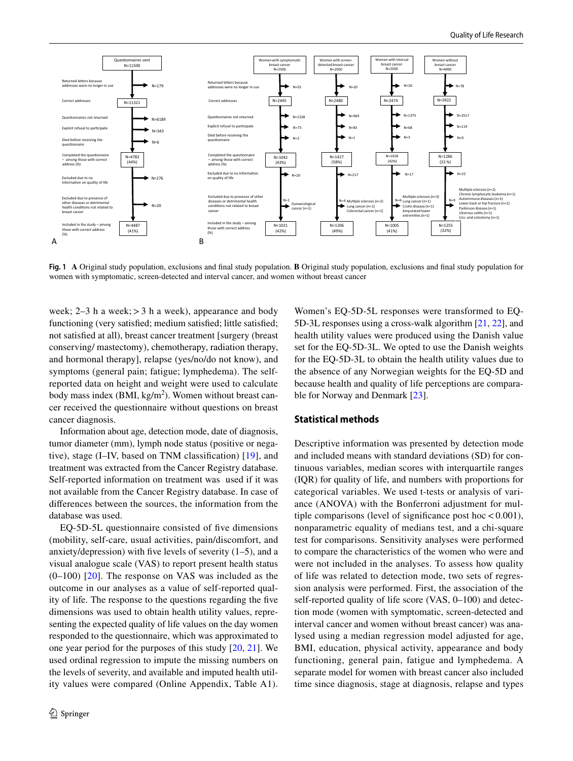Fig. 1 **A** Original study population, exclusions and final study population. **B** Original study population, exclusions and final study population for women with symptomatic, screen-detected and interval cancer, and women without breast cancer

week; 2–3 h a week; > 3 h a week), appearance and body functioning (very satisfied; medium satisfied; little satisfied; not satisfied at all), breast cancer treatment [surgery (breast conserving/ mastectomy), chemotherapy, radiation therapy, and hormonal therapy], relapse (yes/no/do not know), and symptoms (general pain; fatigue; lymphedema). The self-reported data on height and weight were used to calculate body mass index (BMI, kg/m$^2$). Women without breast cancer received the questionnaire without questions on breast cancer diagnosis.

Information about age, detection mode, date of diagnosis, tumor diameter (mm), lymph node status (positive or negative), stage (I–IV, based on TNM classification) [19], and treatment was extracted from the Cancer Registry database. Self-reported information on treatment was used if it was not available from the Cancer Registry database. In case of differences between the sources, the information from the database was used.

EQ-5D-5L questionnaire consisted of five dimensions (mobility, self-care, usual activities, pain/discomfort, and anxiety/depression) with five levels of severity (1–5), and a visual analogue scale (VAS) to report present health status (0–100) [20]. The response on VAS was included as the outcome in our analyses as a value of self-reported quality of life. The response to the questions regarding the five dimensions was used to obtain health utility values, representing the expected quality of life values on the day women responded to the questionnaire, which was approximated to one year period for the purposes of this study [20, 21]. We used ordinal regression to impute the missing numbers on the levels of severity, and available and imputed health utility values were compared (Online Appendix, Table A1). Women's EQ-5D-5L responses were transformed to EQ-5D-3L responses using a cross-walk algorithm [21, 22], and health utility values were produced using the Danish value set for the EQ-5D-3L. We opted to use the Danish weights for the EQ-5D-3L to obtain the health utility values due to the absence of any Norwegian weights for the EQ-5D and because health and quality of life perceptions are comparable for Norway and Denmark [23].

## Statistical methods

Descriptive information was presented by detection mode and included means with standard deviations (SD) for continuous variables, median scores with interquartile ranges (IQR) for quality of life, and numbers with proportions for categorical variables. We used t-tests or analysis of variance (ANOVA) with the Bonferroni adjustment for multiple comparisons (level of significance post hoc < 0.001), nonparametric equality of medians test, and a chi-square test for comparisons. Sensitivity analyses were performed to compare the characteristics of the women who were and were not included in the analyses. To assess how quality of life was related to detection mode, two sets of regression analysis were performed. First, the association of the self-reported quality of life score (VAS, 0–100) and detection mode (women with symptomatic, screen-detected and interval cancer and women without breast cancer) was analysed using a median regression model adjusted for age, BMI, education, physical activity, appearance and body functioning, general pain, fatigue and lymphedema. A separate model for women with breast cancer also included time since diagnosis, stage at diagnosis, relapse and types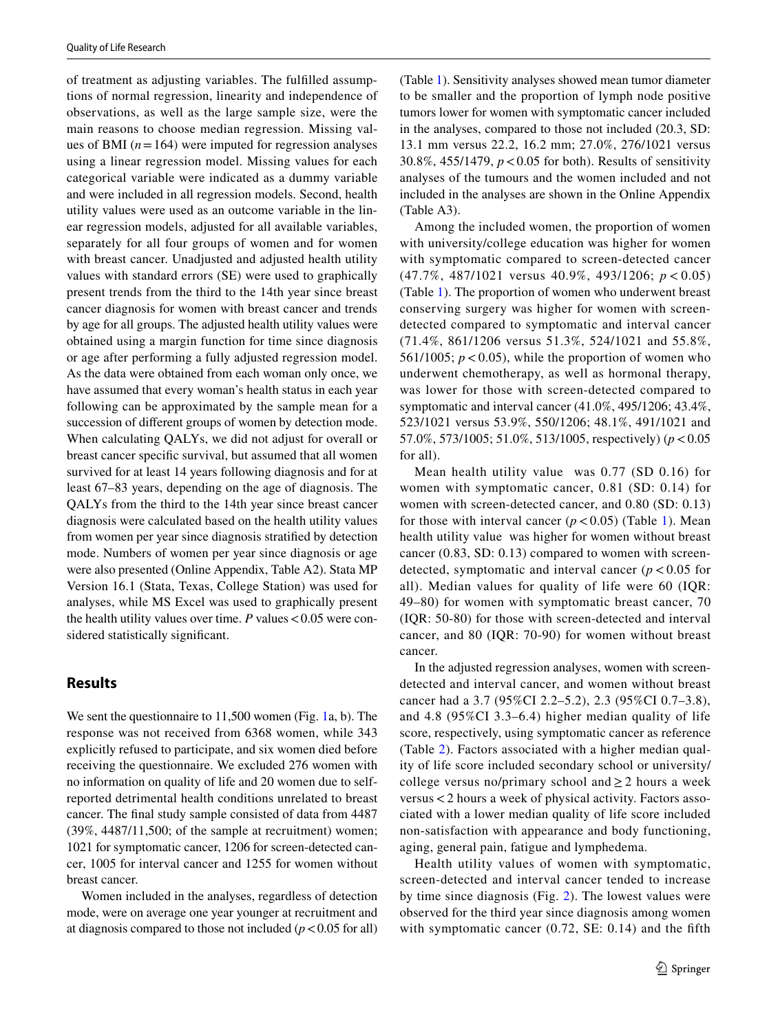of treatment as adjusting variables. The fulfilled assumptions of normal regression, linearity and independence of observations, as well as the large sample size, were the main reasons to choose median regression. Missing values of BMI ($n = 164$) were imputed for regression analyses using a linear regression model. Missing values for each categorical variable were indicated as a dummy variable and were included in all regression models. Second, health utility values were used as an outcome variable in the linear regression models, adjusted for all available variables, separately for all four groups of women and for women with breast cancer. Unadjusted and adjusted health utility values with standard errors (SE) were used to graphically present trends from the third to the 14th year since breast cancer diagnosis for women with breast cancer and trends by age for all groups. The adjusted health utility values were obtained using a margin function for time since diagnosis or age after performing a fully adjusted regression model. As the data were obtained from each woman only once, we have assumed that every woman's health status in each year following can be approximated by the sample mean for a succession of different groups of women by detection mode. When calculating QALYs, we did not adjust for overall or breast cancer specific survival, but assumed that all women survived for at least 14 years following diagnosis and for at least 67–83 years, depending on the age of diagnosis. The QALYs from the third to the 14th year since breast cancer diagnosis were calculated based on the health utility values from women per year since diagnosis stratified by detection mode. Numbers of women per year since diagnosis or age were also presented (Online Appendix, Table A2). Stata MP Version 16.1 (Stata, Texas, College Station) was used for analyses, while MS Excel was used to graphically present the health utility values over time. *P* values $< 0.05$ were considered statistically significant.

## Results

We sent the questionnaire to 11,500 women (Fig. 1a, b). The response was not received from 6368 women, while 343 explicitly refused to participate, and six women died before receiving the questionnaire. We excluded 276 women with no information on quality of life and 20 women due to self-reported detrimental health conditions unrelated to breast cancer. The final study sample consisted of data from 4487 (39%, 4487/11,500; of the sample at recruitment) women; 1021 for symptomatic cancer, 1206 for screen-detected cancer, 1005 for interval cancer and 1255 for women without breast cancer.

Women included in the analyses, regardless of detection mode, were on average one year younger at recruitment and at diagnosis compared to those not included ($p < 0.05$ for all) (Table 1). Sensitivity analyses showed mean tumor diameter to be smaller and the proportion of lymph node positive tumors lower for women with symptomatic cancer included in the analyses, compared to those not included (20.3, SD: 13.1 mm versus 22.2, 16.2 mm; 27.0%, 276/1021 versus 30.8%, 455/1479, $p < 0.05$ for both). Results of sensitivity analyses of the tumours and the women included and not included in the analyses are shown in the Online Appendix (Table A3).

Among the included women, the proportion of women with university/college education was higher for women with symptomatic compared to screen-detected cancer (47.7%, 487/1021 versus 40.9%, 493/1206; $p < 0.05$) (Table 1). The proportion of women who underwent breast conserving surgery was higher for women with screen-detected compared to symptomatic and interval cancer (71.4%, 861/1206 versus 51.3%, 524/1021 and 55.8%, 561/1005; $p < 0.05$), while the proportion of women who underwent chemotherapy, as well as hormonal therapy, was lower for those with screen-detected compared to symptomatic and interval cancer (41.0%, 495/1206; 43.4%, 523/1021 versus 53.9%, 550/1206; 48.1%, 491/1021 and 57.0%, 573/1005; 51.0%, 513/1005, respectively) ($p < 0.05$ for all).

Mean health utility value was 0.77 (SD 0.16) for women with symptomatic cancer, 0.81 (SD: 0.14) for women with screen-detected cancer, and 0.80 (SD: 0.13) for those with interval cancer ($p < 0.05$) (Table 1). Mean health utility value was higher for women without breast cancer (0.83, SD: 0.13) compared to women with screen-detected, symptomatic and interval cancer ($p < 0.05$ for all). Median values for quality of life were 60 (IQR: 49–80) for women with symptomatic breast cancer, 70 (IQR: 50-80) for those with screen-detected and interval cancer, and 80 (IQR: 70-90) for women without breast cancer.

In the adjusted regression analyses, women with screen-detected and interval cancer, and women without breast cancer had a 3.7 (95%CI 2.2–5.2), 2.3 (95%CI 0.7–3.8), and 4.8 (95%CI 3.3–6.4) higher median quality of life score, respectively, using symptomatic cancer as reference (Table 2). Factors associated with a higher median quality of life score included secondary school or university/college versus no/primary school and $\geq 2$ hours a week versus $< 2$ hours a week of physical activity. Factors associated with a lower median quality of life score included non-satisfaction with appearance and body functioning, aging, general pain, fatigue and lymphedema.

Health utility values of women with symptomatic, screen-detected and interval cancer tended to increase by time since diagnosis (Fig. 2). The lowest values were observed for the third year since diagnosis among women with symptomatic cancer (0.72, SE: 0.14) and the fifth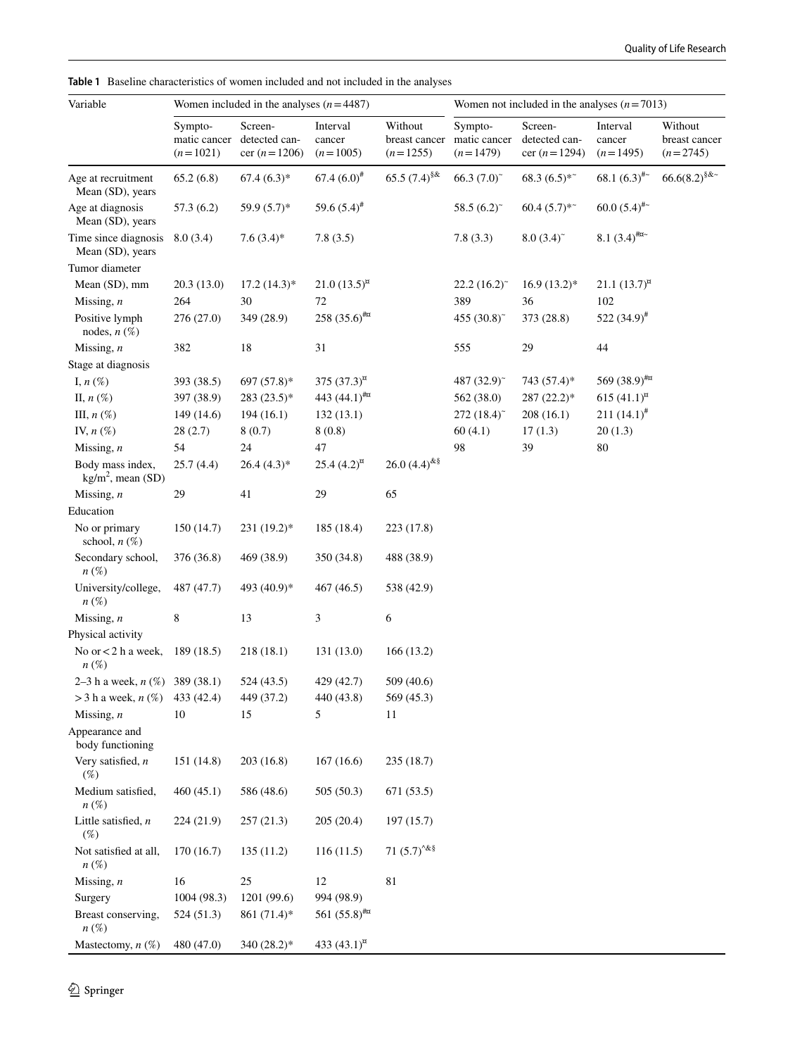**Table 1** Baseline characteristics of women included and not included in the analyses

| Variable | Women included in the analyses ($n = 4487$) | | | | Women not included in the analyses ($n = 7013$) | | | |
|---|---|---|---|---|---|---|---|---|
| | Symptomatic cancer ($n = 1021$) | Screen-detected cancer ($n = 1206$) | Interval cancer ($n = 1005$) | Without breast cancer ($n = 1255$) | Symptomatic cancer ($n = 1479$) | Screen-detected cancer ($n = 1294$) | Interval cancer ($n = 1495$) | Without breast cancer ($n = 2745$) |
| Age at recruitment Mean (SD), years | 65.2 (6.8) | 67.4 (6.3)* | 67.4 (6.0)[#] | 65.5 (7.4)[§&] | 66.3 (7.0)[~] | 68.3 (6.5)*[~] | 68.1 (6.3)[#~] | 66.6(8.2)[§&~] |
| Age at diagnosis Mean (SD), years | 57.3 (6.2) | 59.9 (5.7)* | 59.6 (5.4)[#] | | 58.5 (6.2)[~] | 60.4 (5.7)*[~] | 60.0 (5.4)[#~] | |
| Time since diagnosis Mean (SD), years | 8.0 (3.4) | 7.6 (3.4)* | 7.8 (3.5) | | 7.8 (3.3) | 8.0 (3.4)[~] | 8.1 (3.4)[#¤~] | |
| Tumor diameter | | | | | | | | |
| Mean (SD), mm | 20.3 (13.0) | 17.2 (14.3)* | 21.0 (13.5)[¤] | | 22.2 (16.2)[~] | 16.9 (13.2)* | 21.1 (13.7)[¤] | |
| Missing, *n* | 264 | 30 | 72 | | 389 | 36 | 102 | |
| Positive lymph nodes, *n* (%) | 276 (27.0) | 349 (28.9) | 258 (35.6)[#¤] | | 455 (30.8)[~] | 373 (28.8) | 522 (34.9)[#] | |
| Missing, *n* | 382 | 18 | 31 | | 555 | 29 | 44 | |
| Stage at diagnosis | | | | | | | | |
| I, *n* (%) | 393 (38.5) | 697 (57.8)* | 375 (37.3)[¤] | | 487 (32.9)[~] | 743 (57.4)* | 569 (38.9)[#¤] | |
| II, *n* (%) | 397 (38.9) | 283 (23.5)* | 443 (44.1)[#¤] | | 562 (38.0) | 287 (22.2)* | 615 (41.1)[¤] | |
| III, *n* (%) | 149 (14.6) | 194 (16.1) | 132 (13.1) | | 272 (18.4)[~] | 208 (16.1) | 211 (14.1)[#] | |
| IV, *n* (%) | 28 (2.7) | 8 (0.7) | 8 (0.8) | | 60 (4.1) | 17 (1.3) | 20 (1.3) | |
| Missing, *n* | 54 | 24 | 47 | | 98 | 39 | 80 | |
| Body mass index, $kg/m^2$, mean (SD) | 25.7 (4.4) | 26.4 (4.3)* | 25.4 (4.2)[¤] | 26.0 (4.4)[&§] | | | | |
| Missing, *n* | 29 | 41 | 29 | 65 | | | | |
| Education | | | | | | | | |
| No or primary school, *n* (%) | 150 (14.7) | 231 (19.2)* | 185 (18.4) | 223 (17.8) | | | | |
| Secondary school, *n* (%) | 376 (36.8) | 469 (38.9) | 350 (34.8) | 488 (38.9) | | | | |
| University/college, *n* (%) | 487 (47.7) | 493 (40.9)* | 467 (46.5) | 538 (42.9) | | | | |
| Missing, *n* | 8 | 13 | 3 | 6 | | | | |
| Physical activity | | | | | | | | |
| No or < 2 h a week, *n* (%) | 189 (18.5) | 218 (18.1) | 131 (13.0) | 166 (13.2) | | | | |
| 2–3 h a week, *n* (%) | 389 (38.1) | 524 (43.5) | 429 (42.7) | 509 (40.6) | | | | |
| > 3 h a week, *n* (%) | 433 (42.4) | 449 (37.2) | 440 (43.8) | 569 (45.3) | | | | |
| Missing, *n* | 10 | 15 | 5 | 11 | | | | |
| Appearance and body functioning | | | | | | | | |
| Very satisfied, *n* (%) | 151 (14.8) | 203 (16.8) | 167 (16.6) | 235 (18.7) | | | | |
| Medium satisfied, *n* (%) | 460 (45.1) | 586 (48.6) | 505 (50.3) | 671 (53.5) | | | | |
| Little satisfied, *n* (%) | 224 (21.9) | 257 (21.3) | 205 (20.4) | 197 (15.7) | | | | |
| Not satisfied at all, *n* (%) | 170 (16.7) | 135 (11.2) | 116 (11.5) | 71 (5.7)[^&§] | | | | |
| Missing, *n* | 16 | 25 | 12 | 81 | | | | |
| Surgery | 1004 (98.3) | 1201 (99.6) | 994 (98.9) | | | | | |
| Breast conserving, *n* (%) | 524 (51.3) | 861 (71.4)* | 561 (55.8)[#¤] | | | | | |
| Mastectomy, *n* (%) | 480 (47.0) | 340 (28.2)* | 433 (43.1)[¤] | | | | | |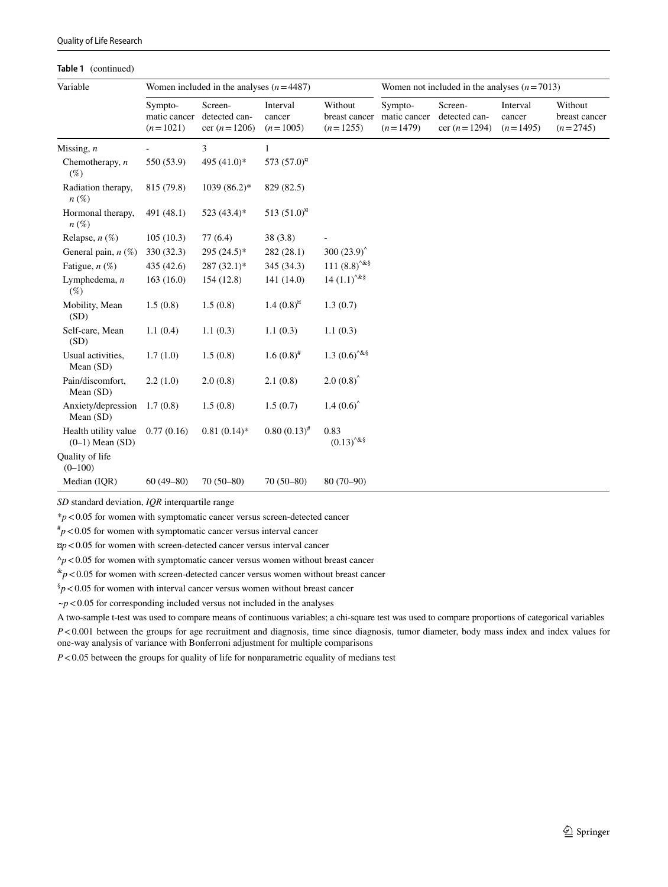**Table 1** (continued)

| Variable | Women included in the analyses ($n = 4487$) | | | | Women not included in the analyses ($n = 7013$) | | | |
|---|---|---|---|---|---|---|---|---|
| | Symptomatic cancer ($n = 1021$) | Screen-detected cancer ($n = 1206$) | Interval cancer ($n = 1005$) | Without breast cancer ($n = 1255$) | Symptomatic cancer ($n = 1479$) | Screen-detected cancer ($n = 1294$) | Interval cancer ($n = 1495$) | Without breast cancer ($n = 2745$) |
| Missing, *n* | - | 3 | 1 | | | | | |
| Chemotherapy, *n* (%) | 550 (53.9) | 495 (41.0)* | 573 (57.0)¤ | | | | | |
| Radiation therapy, *n* (%) | 815 (79.8) | 1039 (86.2)* | 829 (82.5) | | | | | |
| Hormonal therapy, *n* (%) | 491 (48.1) | 523 (43.4)* | 513 (51.0)¤ | | | | | |
| Relapse, *n* (%) | 105 (10.3) | 77 (6.4) | 38 (3.8) | - | | | | |
| General pain, *n* (%) | 330 (32.3) | 295 (24.5)* | 282 (28.1) | 300 (23.9)^ | | | | |
| Fatigue, *n* (%) | 435 (42.6) | 287 (32.1)* | 345 (34.3) | 111 (8.8)^&§ | | | | |
| Lymphedema, *n* (%) | 163 (16.0) | 154 (12.8) | 141 (14.0) | 14 (1.1)^&§ | | | | |
| Mobility, Mean (SD) | 1.5 (0.8) | 1.5 (0.8) | 1.4 (0.8)¤ | 1.3 (0.7) | | | | |
| Self-care, Mean (SD) | 1.1 (0.4) | 1.1 (0.3) | 1.1 (0.3) | 1.1 (0.3) | | | | |
| Usual activities, Mean (SD) | 1.7 (1.0) | 1.5 (0.8) | 1.6 (0.8)# | 1.3 (0.6)^&§ | | | | |
| Pain/discomfort, Mean (SD) | 2.2 (1.0) | 2.0 (0.8) | 2.1 (0.8) | 2.0 (0.8)^ | | | | |
| Anxiety/depression Mean (SD) | 1.7 (0.8) | 1.5 (0.8) | 1.5 (0.7) | 1.4 (0.6)^ | | | | |
| Health utility value (0–1) Mean (SD) | 0.77 (0.16) | 0.81 (0.14)* | 0.80 (0.13)# | 0.83 (0.13)^&§ | | | | |
| Quality of life (0–100) | | | | | | | | |
| Median (IQR) | 60 (49–80) | 70 (50–80) | 70 (50–80) | 80 (70–90) | | | | |

*SD* standard deviation, *IQR* interquartile range

*$p < 0.05$ for women with symptomatic cancer versus screen-detected cancer

#$p < 0.05$ for women with symptomatic cancer versus interval cancer

¤$p < 0.05$ for women with screen-detected cancer versus interval cancer

^$p < 0.05$ for women with symptomatic cancer versus women without breast cancer

&$p < 0.05$ for women with screen-detected cancer versus women without breast cancer

§$p < 0.05$ for women with interval cancer versus women without breast cancer

~$p < 0.05$ for corresponding included versus not included in the analyses

A two-sample t-test was used to compare means of continuous variables; a chi-square test was used to compare proportions of categorical variables

$P < 0.001$ between the groups for age recruitment and diagnosis, time since diagnosis, tumor diameter, body mass index and index values for one-way analysis of variance with Bonferroni adjustment for multiple comparisons

$P < 0.05$ between the groups for quality of life for nonparametric equality of medians test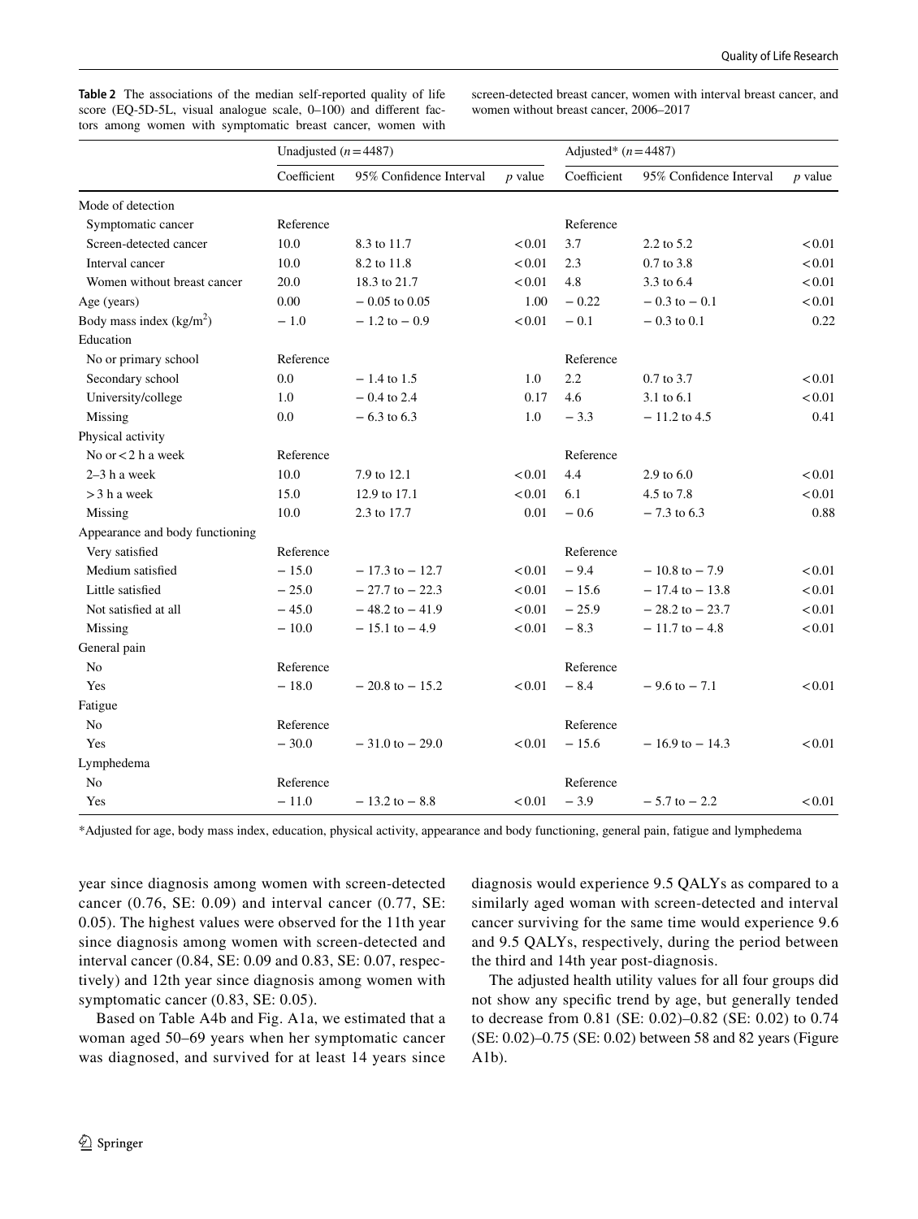**Table 2** The associations of the median self-reported quality of life score (EQ-5D-5L, visual analogue scale, 0–100) and different factors among women with symptomatic breast cancer, women with screen-detected breast cancer, women with interval breast cancer, and women without breast cancer, 2006–2017

| | Unadjusted ($n = 4487$) | | | Adjusted* ($n = 4487$) | | |
|---|---|---|---|---|---|---|
| | Coefficient | 95% Confidence Interval | $p$ value | Coefficient | 95% Confidence Interval | $p$ value |
| Mode of detection | | | | | | |
| Symptomatic cancer | Reference | | | Reference | | |
| Screen-detected cancer | 10.0 | 8.3 to 11.7 | < 0.01 | 3.7 | 2.2 to 5.2 | < 0.01 |
| Interval cancer | 10.0 | 8.2 to 11.8 | < 0.01 | 2.3 | 0.7 to 3.8 | < 0.01 |
| Women without breast cancer | 20.0 | 18.3 to 21.7 | < 0.01 | 4.8 | 3.3 to 6.4 | < 0.01 |
| Age (years) | 0.00 | − 0.05 to 0.05 | 1.00 | − 0.22 | − 0.3 to − 0.1 | < 0.01 |
| Body mass index (kg/m$^2$) | − 1.0 | − 1.2 to − 0.9 | < 0.01 | − 0.1 | − 0.3 to 0.1 | 0.22 |
| Education | | | | | | |
| No or primary school | Reference | | | Reference | | |
| Secondary school | 0.0 | − 1.4 to 1.5 | 1.0 | 2.2 | 0.7 to 3.7 | < 0.01 |
| University/college | 1.0 | − 0.4 to 2.4 | 0.17 | 4.6 | 3.1 to 6.1 | < 0.01 |
| Missing | 0.0 | − 6.3 to 6.3 | 1.0 | − 3.3 | − 11.2 to 4.5 | 0.41 |
| Physical activity | | | | | | |
| No or < 2 h a week | Reference | | | Reference | | |
| 2–3 h a week | 10.0 | 7.9 to 12.1 | < 0.01 | 4.4 | 2.9 to 6.0 | < 0.01 |
| > 3 h a week | 15.0 | 12.9 to 17.1 | < 0.01 | 6.1 | 4.5 to 7.8 | < 0.01 |
| Missing | 10.0 | 2.3 to 17.7 | 0.01 | − 0.6 | − 7.3 to 6.3 | 0.88 |
| Appearance and body functioning | | | | | | |
| Very satisfied | Reference | | | Reference | | |
| Medium satisfied | − 15.0 | − 17.3 to − 12.7 | < 0.01 | − 9.4 | − 10.8 to − 7.9 | < 0.01 |
| Little satisfied | − 25.0 | − 27.7 to − 22.3 | < 0.01 | − 15.6 | − 17.4 to − 13.8 | < 0.01 |
| Not satisfied at all | − 45.0 | − 48.2 to − 41.9 | < 0.01 | − 25.9 | − 28.2 to − 23.7 | < 0.01 |
| Missing | − 10.0 | − 15.1 to − 4.9 | < 0.01 | − 8.3 | − 11.7 to − 4.8 | < 0.01 |
| General pain | | | | | | |
| No | Reference | | | Reference | | |
| Yes | − 18.0 | − 20.8 to − 15.2 | < 0.01 | − 8.4 | − 9.6 to − 7.1 | < 0.01 |
| Fatigue | | | | | | |
| No | Reference | | | Reference | | |
| Yes | − 30.0 | − 31.0 to − 29.0 | < 0.01 | − 15.6 | − 16.9 to − 14.3 | < 0.01 |
| Lymphedema | | | | | | |
| No | Reference | | | Reference | | |
| Yes | − 11.0 | − 13.2 to − 8.8 | < 0.01 | − 3.9 | − 5.7 to − 2.2 | < 0.01 |

*Adjusted for age, body mass index, education, physical activity, appearance and body functioning, general pain, fatigue and lymphedema

year since diagnosis among women with screen-detected cancer (0.76, SE: 0.09) and interval cancer (0.77, SE: 0.05). The highest values were observed for the 11th year since diagnosis among women with screen-detected and interval cancer (0.84, SE: 0.09 and 0.83, SE: 0.07, respectively) and 12th year since diagnosis among women with symptomatic cancer (0.83, SE: 0.05).

Based on Table A4b and Fig. A1a, we estimated that a woman aged 50–69 years when her symptomatic cancer was diagnosed, and survived for at least 14 years since diagnosis would experience 9.5 QALYs as compared to a similarly aged woman with screen-detected and interval cancer surviving for the same time would experience 9.6 and 9.5 QALYs, respectively, during the period between the third and 14th year post-diagnosis.

The adjusted health utility values for all four groups did not show any specific trend by age, but generally tended to decrease from 0.81 (SE: 0.02)–0.82 (SE: 0.02) to 0.74 (SE: 0.02)–0.75 (SE: 0.02) between 58 and 82 years (Figure A1b).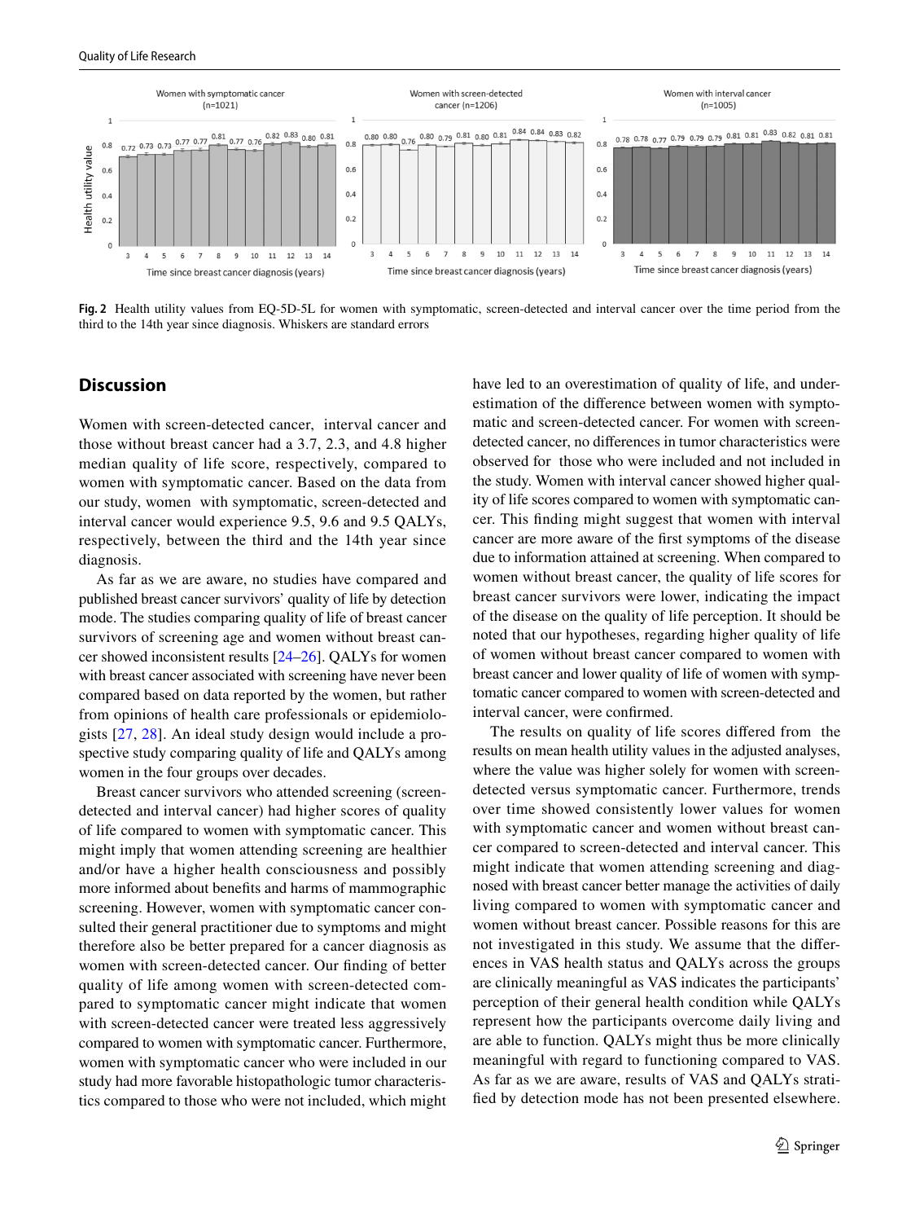Fig. 2 Health utility values from EQ-5D-5L for women with symptomatic, screen-detected and interval cancer over the time period from the third to the 14th year since diagnosis. Whiskers are standard errors

## Discussion

Women with screen-detected cancer, interval cancer and those without breast cancer had a 3.7, 2.3, and 4.8 higher median quality of life score, respectively, compared to women with symptomatic cancer. Based on the data from our study, women with symptomatic, screen-detected and interval cancer would experience 9.5, 9.6 and 9.5 QALYs, respectively, between the third and the 14th year since diagnosis.

As far as we are aware, no studies have compared and published breast cancer survivors' quality of life by detection mode. The studies comparing quality of life of breast cancer survivors of screening age and women without breast cancer showed inconsistent results [24–26]. QALYs for women with breast cancer associated with screening have never been compared based on data reported by the women, but rather from opinions of health care professionals or epidemiologists [27, 28]. An ideal study design would include a prospective study comparing quality of life and QALYs among women in the four groups over decades.

Breast cancer survivors who attended screening (screen-detected and interval cancer) had higher scores of quality of life compared to women with symptomatic cancer. This might imply that women attending screening are healthier and/or have a higher health consciousness and possibly more informed about benefits and harms of mammographic screening. However, women with symptomatic cancer consulted their general practitioner due to symptoms and might therefore also be better prepared for a cancer diagnosis as women with screen-detected cancer. Our finding of better quality of life among women with screen-detected compared to symptomatic cancer might indicate that women with screen-detected cancer were treated less aggressively compared to women with symptomatic cancer. Furthermore, women with symptomatic cancer who were included in our study had more favorable histopathologic tumor characteristics compared to those who were not included, which might have led to an overestimation of quality of life, and underestimation of the difference between women with symptomatic and screen-detected cancer. For women with screen-detected cancer, no differences in tumor characteristics were observed for those who were included and not included in the study. Women with interval cancer showed higher quality of life scores compared to women with symptomatic cancer. This finding might suggest that women with interval cancer are more aware of the first symptoms of the disease due to information attained at screening. When compared to women without breast cancer, the quality of life scores for breast cancer survivors were lower, indicating the impact of the disease on the quality of life perception. It should be noted that our hypotheses, regarding higher quality of life of women without breast cancer compared to women with breast cancer and lower quality of life of women with symptomatic cancer compared to women with screen-detected and interval cancer, were confirmed.

The results on quality of life scores differed from the results on mean health utility values in the adjusted analyses, where the value was higher solely for women with screen-detected versus symptomatic cancer. Furthermore, trends over time showed consistently lower values for women with symptomatic cancer and women without breast cancer compared to screen-detected and interval cancer. This might indicate that women attending screening and diagnosed with breast cancer better manage the activities of daily living compared to women with symptomatic cancer and women without breast cancer. Possible reasons for this are not investigated in this study. We assume that the differences in VAS health status and QALYs across the groups are clinically meaningful as VAS indicates the participants' perception of their general health condition while QALYs represent how the participants overcome daily living and are able to function. QALYs might thus be more clinically meaningful with regard to functioning compared to VAS. As far as we are aware, results of VAS and QALYs stratified by detection mode has not been presented elsewhere.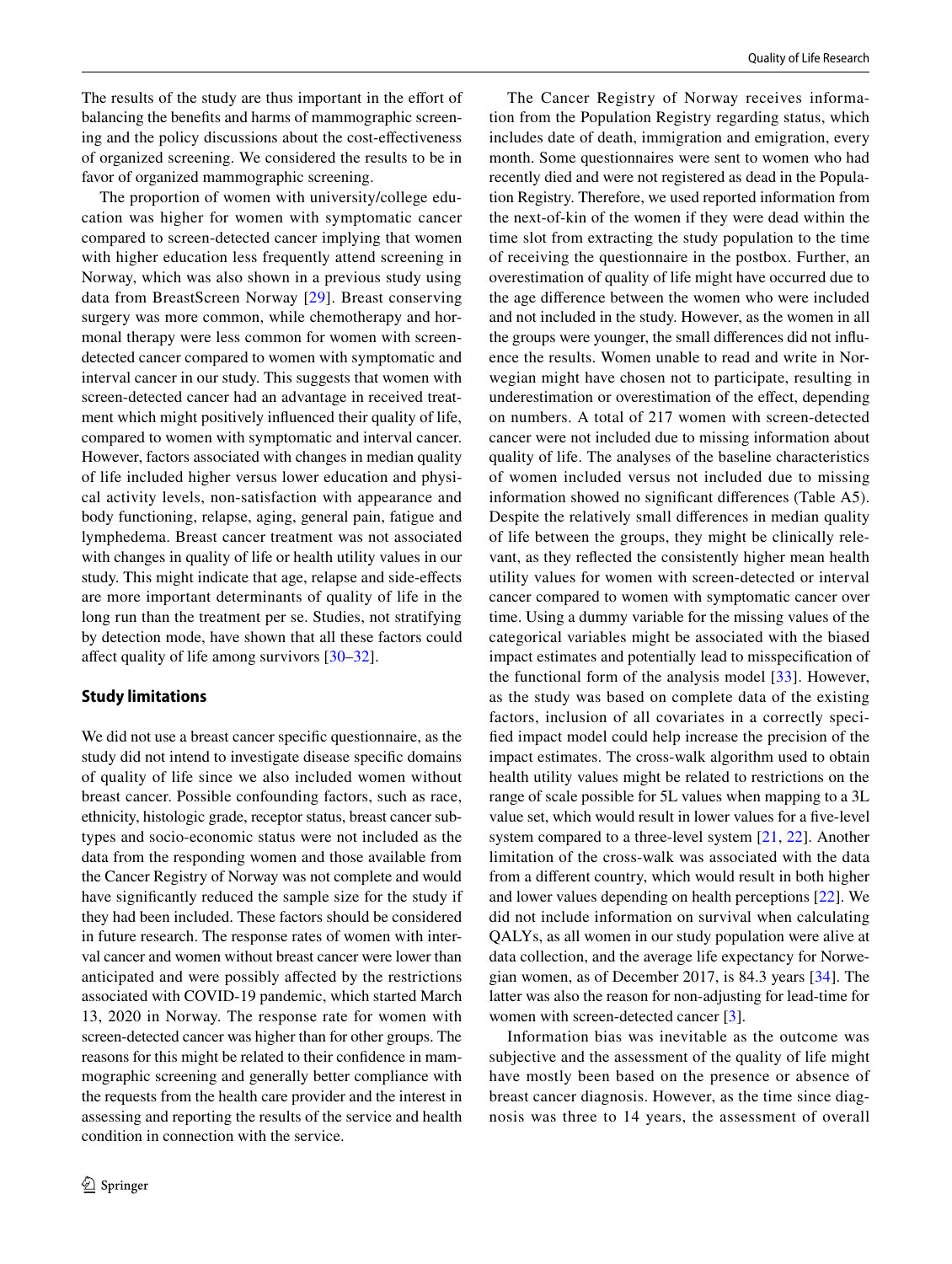The results of the study are thus important in the effort of balancing the benefits and harms of mammographic screening and the policy discussions about the cost-effectiveness of organized screening. We considered the results to be in favor of organized mammographic screening.

The proportion of women with university/college education was higher for women with symptomatic cancer compared to screen-detected cancer implying that women with higher education less frequently attend screening in Norway, which was also shown in a previous study using data from BreastScreen Norway [29]. Breast conserving surgery was more common, while chemotherapy and hormonal therapy were less common for women with screen-detected cancer compared to women with symptomatic and interval cancer in our study. This suggests that women with screen-detected cancer had an advantage in received treatment which might positively influenced their quality of life, compared to women with symptomatic and interval cancer. However, factors associated with changes in median quality of life included higher versus lower education and physical activity levels, non-satisfaction with appearance and body functioning, relapse, aging, general pain, fatigue and lymphedema. Breast cancer treatment was not associated with changes in quality of life or health utility values in our study. This might indicate that age, relapse and side-effects are more important determinants of quality of life in the long run than the treatment per se. Studies, not stratifying by detection mode, have shown that all these factors could affect quality of life among survivors [30–32].

## Study limitations

We did not use a breast cancer specific questionnaire, as the study did not intend to investigate disease specific domains of quality of life since we also included women without breast cancer. Possible confounding factors, such as race, ethnicity, histologic grade, receptor status, breast cancer subtypes and socio-economic status were not included as the data from the responding women and those available from the Cancer Registry of Norway was not complete and would have significantly reduced the sample size for the study if they had been included. These factors should be considered in future research. The response rates of women with interval cancer and women without breast cancer were lower than anticipated and were possibly affected by the restrictions associated with COVID-19 pandemic, which started March 13, 2020 in Norway. The response rate for women with screen-detected cancer was higher than for other groups. The reasons for this might be related to their confidence in mammographic screening and generally better compliance with the requests from the health care provider and the interest in assessing and reporting the results of the service and health condition in connection with the service.

The Cancer Registry of Norway receives information from the Population Registry regarding status, which includes date of death, immigration and emigration, every month. Some questionnaires were sent to women who had recently died and were not registered as dead in the Population Registry. Therefore, we used reported information from the next-of-kin of the women if they were dead within the time slot from extracting the study population to the time of receiving the questionnaire in the postbox. Further, an overestimation of quality of life might have occurred due to the age difference between the women who were included and not included in the study. However, as the women in all the groups were younger, the small differences did not influence the results. Women unable to read and write in Norwegian might have chosen not to participate, resulting in underestimation or overestimation of the effect, depending on numbers. A total of 217 women with screen-detected cancer were not included due to missing information about quality of life. The analyses of the baseline characteristics of women included versus not included due to missing information showed no significant differences (Table A5). Despite the relatively small differences in median quality of life between the groups, they might be clinically relevant, as they reflected the consistently higher mean health utility values for women with screen-detected or interval cancer compared to women with symptomatic cancer over time. Using a dummy variable for the missing values of the categorical variables might be associated with the biased impact estimates and potentially lead to misspecification of the functional form of the analysis model [33]. However, as the study was based on complete data of the existing factors, inclusion of all covariates in a correctly specified impact model could help increase the precision of the impact estimates. The cross-walk algorithm used to obtain health utility values might be related to restrictions on the range of scale possible for 5L values when mapping to a 3L value set, which would result in lower values for a five-level system compared to a three-level system [21, 22]. Another limitation of the cross-walk was associated with the data from a different country, which would result in both higher and lower values depending on health perceptions [22]. We did not include information on survival when calculating QALYs, as all women in our study population were alive at data collection, and the average life expectancy for Norwegian women, as of December 2017, is 84.3 years [34]. The latter was also the reason for non-adjusting for lead-time for women with screen-detected cancer [3].

Information bias was inevitable as the outcome was subjective and the assessment of the quality of life might have mostly been based on the presence or absence of breast cancer diagnosis. However, as the time since diagnosis was three to 14 years, the assessment of overall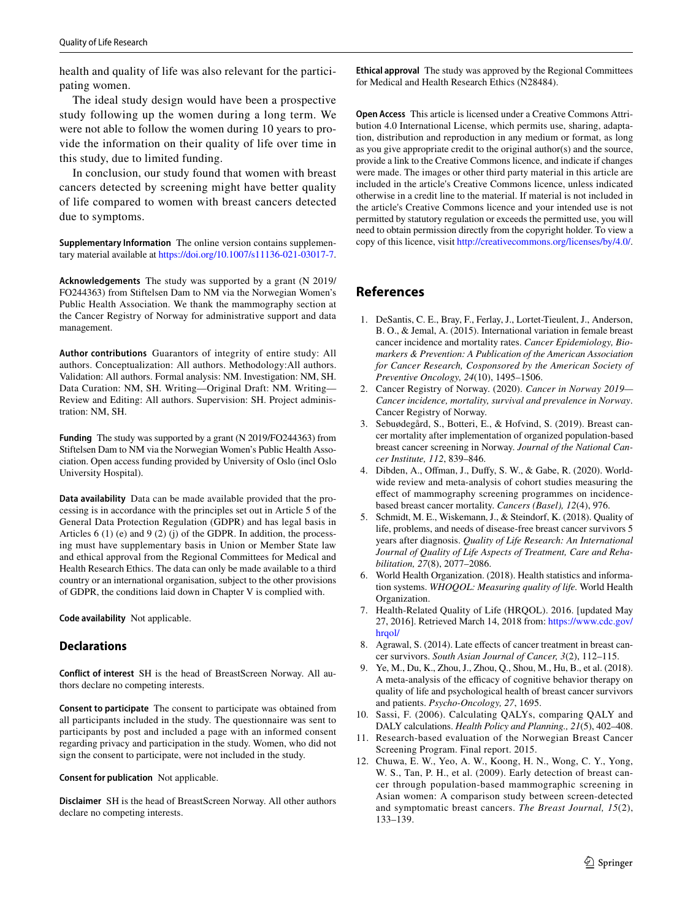health and quality of life was also relevant for the participating women.

The ideal study design would have been a prospective study following up the women during a long term. We were not able to follow the women during 10 years to provide the information on their quality of life over time in this study, due to limited funding.

In conclusion, our study found that women with breast cancers detected by screening might have better quality of life compared to women with breast cancers detected due to symptoms.

**Supplementary Information** The online version contains supplementary material available at https://doi.org/10.1007/s11136-021-03017-7.

**Acknowledgements** The study was supported by a grant (N 2019/FO244363) from Stiftelsen Dam to NM via the Norwegian Women's Public Health Association. We thank the mammography section at the Cancer Registry of Norway for administrative support and data management.

**Author contributions** Guarantors of integrity of entire study: All authors. Conceptualization: All authors. Methodology:All authors. Validation: All authors. Formal analysis: NM. Investigation: NM, SH. Data Curation: NM, SH. Writing—Original Draft: NM. Writing—Review and Editing: All authors. Supervision: SH. Project administration: NM, SH.

**Funding** The study was supported by a grant (N 2019/FO244363) from Stiftelsen Dam to NM via the Norwegian Women's Public Health Association. Open access funding provided by University of Oslo (incl Oslo University Hospital).

**Data availability** Data can be made available provided that the processing is in accordance with the principles set out in Article 5 of the General Data Protection Regulation (GDPR) and has legal basis in Articles 6 (1) (e) and 9 (2) (j) of the GDPR. In addition, the processing must have supplementary basis in Union or Member State law and ethical approval from the Regional Committees for Medical and Health Research Ethics. The data can only be made available to a third country or an international organisation, subject to the other provisions of GDPR, the conditions laid down in Chapter V is complied with.

**Code availability** Not applicable.

## Declarations

**Conflict of interest** SH is the head of BreastScreen Norway. All authors declare no competing interests.

**Consent to participate** The consent to participate was obtained from all participants included in the study. The questionnaire was sent to participants by post and included a page with an informed consent regarding privacy and participation in the study. Women, who did not sign the consent to participate, were not included in the study.

**Consent for publication** Not applicable.

**Disclaimer** SH is the head of BreastScreen Norway. All other authors declare no competing interests.

**Ethical approval** The study was approved by the Regional Committees for Medical and Health Research Ethics (N28484).

**Open Access** This article is licensed under a Creative Commons Attribution 4.0 International License, which permits use, sharing, adaptation, distribution and reproduction in any medium or format, as long as you give appropriate credit to the original author(s) and the source, provide a link to the Creative Commons licence, and indicate if changes were made. The images or other third party material in this article are included in the article's Creative Commons licence, unless indicated otherwise in a credit line to the material. If material is not included in the article's Creative Commons licence and your intended use is not permitted by statutory regulation or exceeds the permitted use, you will need to obtain permission directly from the copyright holder. To view a copy of this licence, visit http://creativecommons.org/licenses/by/4.0/.

## References

1. DeSantis, C. E., Bray, F., Ferlay, J., Lortet-Tieulent, J., Anderson, B. O., & Jemal, A. (2015). International variation in female breast cancer incidence and mortality rates. *Cancer Epidemiology, Biomarkers & Prevention: A Publication of the American Association for Cancer Research, Cosponsored by the American Society of Preventive Oncology, 24*(10), 1495–1506.
2. Cancer Registry of Norway. (2020). *Cancer in Norway 2019—Cancer incidence, mortality, survival and prevalence in Norway*. Cancer Registry of Norway.
3. Sebuødegård, S., Botteri, E., & Hofvind, S. (2019). Breast cancer mortality after implementation of organized population-based breast cancer screening in Norway. *Journal of the National Cancer Institute, 112*, 839–846.
4. Dibden, A., Offman, J., Duffy, S. W., & Gabe, R. (2020). Worldwide review and meta-analysis of cohort studies measuring the effect of mammography screening programmes on incidence-based breast cancer mortality. *Cancers (Basel), 12*(4), 976.
5. Schmidt, M. E., Wiskemann, J., & Steindorf, K. (2018). Quality of life, problems, and needs of disease-free breast cancer survivors 5 years after diagnosis. *Quality of Life Research: An International Journal of Quality of Life Aspects of Treatment, Care and Rehabilitation, 27*(8), 2077–2086.
6. World Health Organization. (2018). Health statistics and information systems. *WHOQOL: Measuring quality of life*. World Health Organization.
7. Health-Related Quality of Life (HRQOL). 2016. [updated May 27, 2016]. Retrieved March 14, 2018 from: https://www.cdc.gov/hrqol/
8. Agrawal, S. (2014). Late effects of cancer treatment in breast cancer survivors. *South Asian Journal of Cancer, 3*(2), 112–115.
9. Ye, M., Du, K., Zhou, J., Zhou, Q., Shou, M., Hu, B., et al. (2018). A meta-analysis of the efficacy of cognitive behavior therapy on quality of life and psychological health of breast cancer survivors and patients. *Psycho-Oncology, 27*, 1695.
10. Sassi, F. (2006). Calculating QALYs, comparing QALY and DALY calculations. *Health Policy and Planning., 21*(5), 402–408.
11. Research-based evaluation of the Norwegian Breast Cancer Screening Program. Final report. 2015.
12. Chuwa, E. W., Yeo, A. W., Koong, H. N., Wong, C. Y., Yong, W. S., Tan, P. H., et al. (2009). Early detection of breast cancer through population-based mammographic screening in Asian women: A comparison study between screen-detected and symptomatic breast cancers. *The Breast Journal, 15*(2), 133–139.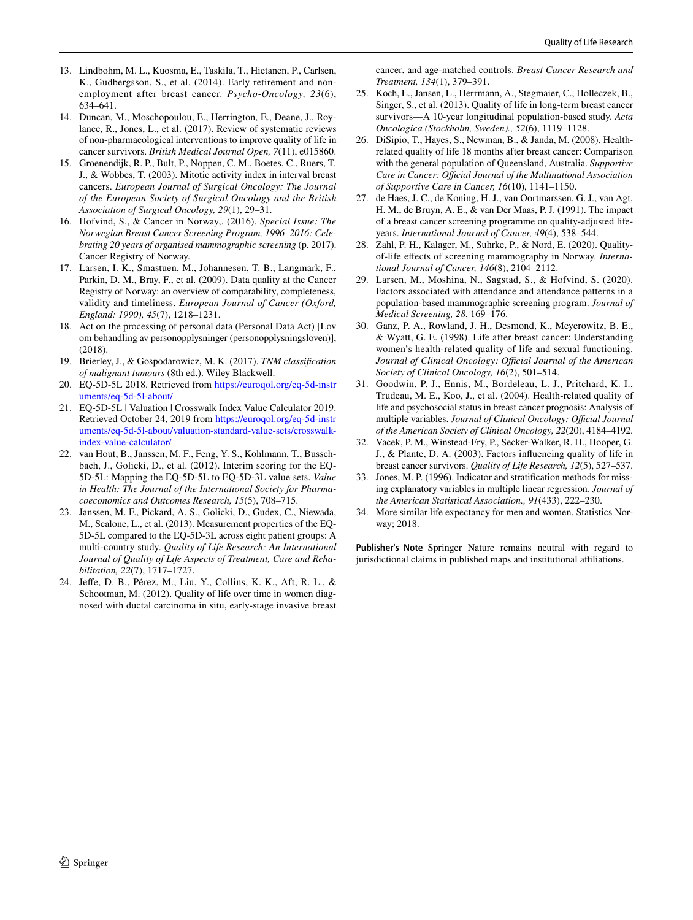13. Lindbohm, M. L., Kuosma, E., Taskila, T., Hietanen, P., Carlsen, K., Gudbergsson, S., et al. (2014). Early retirement and non-employment after breast cancer. *Psycho-Oncology, 23*(6), 634–641.
14. Duncan, M., Moschopoulou, E., Herrington, E., Deane, J., Roylance, R., Jones, L., et al. (2017). Review of systematic reviews of non-pharmacological interventions to improve quality of life in cancer survivors. *British Medical Journal Open, 7*(11), e015860.
15. Groenendijk, R. P., Bult, P., Noppen, C. M., Boetes, C., Ruers, T. J., & Wobbes, T. (2003). Mitotic activity index in interval breast cancers. *European Journal of Surgical Oncology: The Journal of the European Society of Surgical Oncology and the British Association of Surgical Oncology, 29*(1), 29–31.
16. Hofvind, S., & Cancer in Norway,. (2016). *Special Issue: The Norwegian Breast Cancer Screening Program, 1996–2016: Celebrating 20 years of organised mammographic screening* (p. 2017). Cancer Registry of Norway.
17. Larsen, I. K., Smastuen, M., Johannesen, T. B., Langmark, F., Parkin, D. M., Bray, F., et al. (2009). Data quality at the Cancer Registry of Norway: an overview of comparability, completeness, validity and timeliness. *European Journal of Cancer (Oxford, England: 1990), 45*(7), 1218–1231.
18. Act on the processing of personal data (Personal Data Act) [Lov om behandling av personopplysninger (personopplysningsloven)], (2018).
19. Brierley, J., & Gospodarowicz, M. K. (2017). *TNM classification of malignant tumours* (8th ed.). Wiley Blackwell.
20. EQ-5D-5L 2018. Retrieved from https://euroqol.org/eq-5d-instruments/eq-5d-5l-about/
21. EQ-5D-5L | Valuation | Crosswalk Index Value Calculator 2019. Retrieved October 24, 2019 from https://euroqol.org/eq-5d-instruments/eq-5d-5l-about/valuation-standard-value-sets/crosswalk-index-value-calculator/
22. van Hout, B., Janssen, M. F., Feng, Y. S., Kohlmann, T., Busschbach, J., Golicki, D., et al. (2012). Interim scoring for the EQ-5D-5L: Mapping the EQ-5D-5L to EQ-5D-3L value sets. *Value in Health: The Journal of the International Society for Pharmacoeconomics and Outcomes Research, 15*(5), 708–715.
23. Janssen, M. F., Pickard, A. S., Golicki, D., Gudex, C., Niewada, M., Scalone, L., et al. (2013). Measurement properties of the EQ-5D-5L compared to the EQ-5D-3L across eight patient groups: A multi-country study. *Quality of Life Research: An International Journal of Quality of Life Aspects of Treatment, Care and Rehabilitation, 22*(7), 1717–1727.
24. Jeffe, D. B., Pérez, M., Liu, Y., Collins, K. K., Aft, R. L., & Schootman, M. (2012). Quality of life over time in women diagnosed with ductal carcinoma in situ, early-stage invasive breast cancer, and age-matched controls. *Breast Cancer Research and Treatment, 134*(1), 379–391.
25. Koch, L., Jansen, L., Herrmann, A., Stegmaier, C., Holleczek, B., Singer, S., et al. (2013). Quality of life in long-term breast cancer survivors—A 10-year longitudinal population-based study. *Acta Oncologica (Stockholm, Sweden)., 52*(6), 1119–1128.
26. DiSipio, T., Hayes, S., Newman, B., & Janda, M. (2008). Health-related quality of life 18 months after breast cancer: Comparison with the general population of Queensland, Australia. *Supportive Care in Cancer: Official Journal of the Multinational Association of Supportive Care in Cancer, 16*(10), 1141–1150.
27. de Haes, J. C., de Koning, H. J., van Oortmarssen, G. J., van Agt, H. M., de Bruyn, A. E., & van Der Maas, P. J. (1991). The impact of a breast cancer screening programme on quality-adjusted life-years. *International Journal of Cancer, 49*(4), 538–544.
28. Zahl, P. H., Kalager, M., Suhrke, P., & Nord, E. (2020). Quality-of-life effects of screening mammography in Norway. *International Journal of Cancer, 146*(8), 2104–2112.
29. Larsen, M., Moshina, N., Sagstad, S., & Hofvind, S. (2020). Factors associated with attendance and attendance patterns in a population-based mammographic screening program. *Journal of Medical Screening, 28*, 169–176.
30. Ganz, P. A., Rowland, J. H., Desmond, K., Meyerowitz, B. E., & Wyatt, G. E. (1998). Life after breast cancer: Understanding women's health-related quality of life and sexual functioning. *Journal of Clinical Oncology: Official Journal of the American Society of Clinical Oncology, 16*(2), 501–514.
31. Goodwin, P. J., Ennis, M., Bordeleau, L. J., Pritchard, K. I., Trudeau, M. E., Koo, J., et al. (2004). Health-related quality of life and psychosocial status in breast cancer prognosis: Analysis of multiple variables. *Journal of Clinical Oncology: Official Journal of the American Society of Clinical Oncology, 22*(20), 4184–4192.
32. Vacek, P. M., Winstead-Fry, P., Secker-Walker, R. H., Hooper, G. J., & Plante, D. A. (2003). Factors influencing quality of life in breast cancer survivors. *Quality of Life Research, 12*(5), 527–537.
33. Jones, M. P. (1996). Indicator and stratification methods for missing explanatory variables in multiple linear regression. *Journal of the American Statistical Association., 91*(433), 222–230.
34. More similar life expectancy for men and women. Statistics Norway; 2018.

**Publisher's Note** Springer Nature remains neutral with regard to jurisdictional claims in published maps and institutional affiliations.